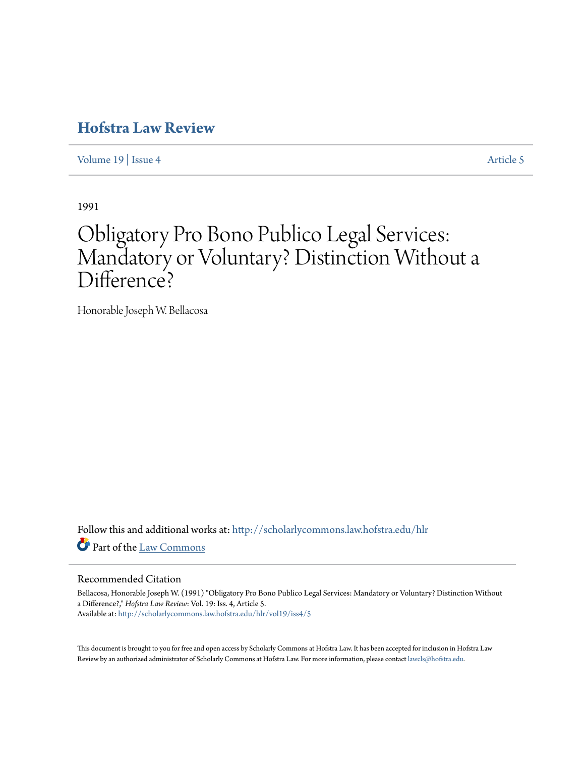# Hofstra Law Review

Volume 19 | Issue 4 Article 5

1991

# Obligatory Pro Bono Publico Legal Services: Mandatory or Voluntary? Distinction Without a Difference?

Honorable Joseph W. Bellacosa

Follow this and additional works at: http://scholarlycommons.law.hofstra.edu/hlr

Part of the Law Commons

## Recommended Citation

Bellacosa, Honorable Joseph W. (1991) "Obligatory Pro Bono Publico Legal Services: Mandatory or Voluntary? Distinction Without a Difference?," *Hofstra Law Review*: Vol. 19: Iss. 4, Article 5.
Available at: http://scholarlycommons.law.hofstra.edu/hlr/vol19/iss4/5

This document is brought to you for free and open access by Scholarly Commons at Hofstra Law. It has been accepted for inclusion in Hofstra Law Review by an authorized administrator of Scholarly Commons at Hofstra Law. For more information, please contact lawcls@hofstra.edu.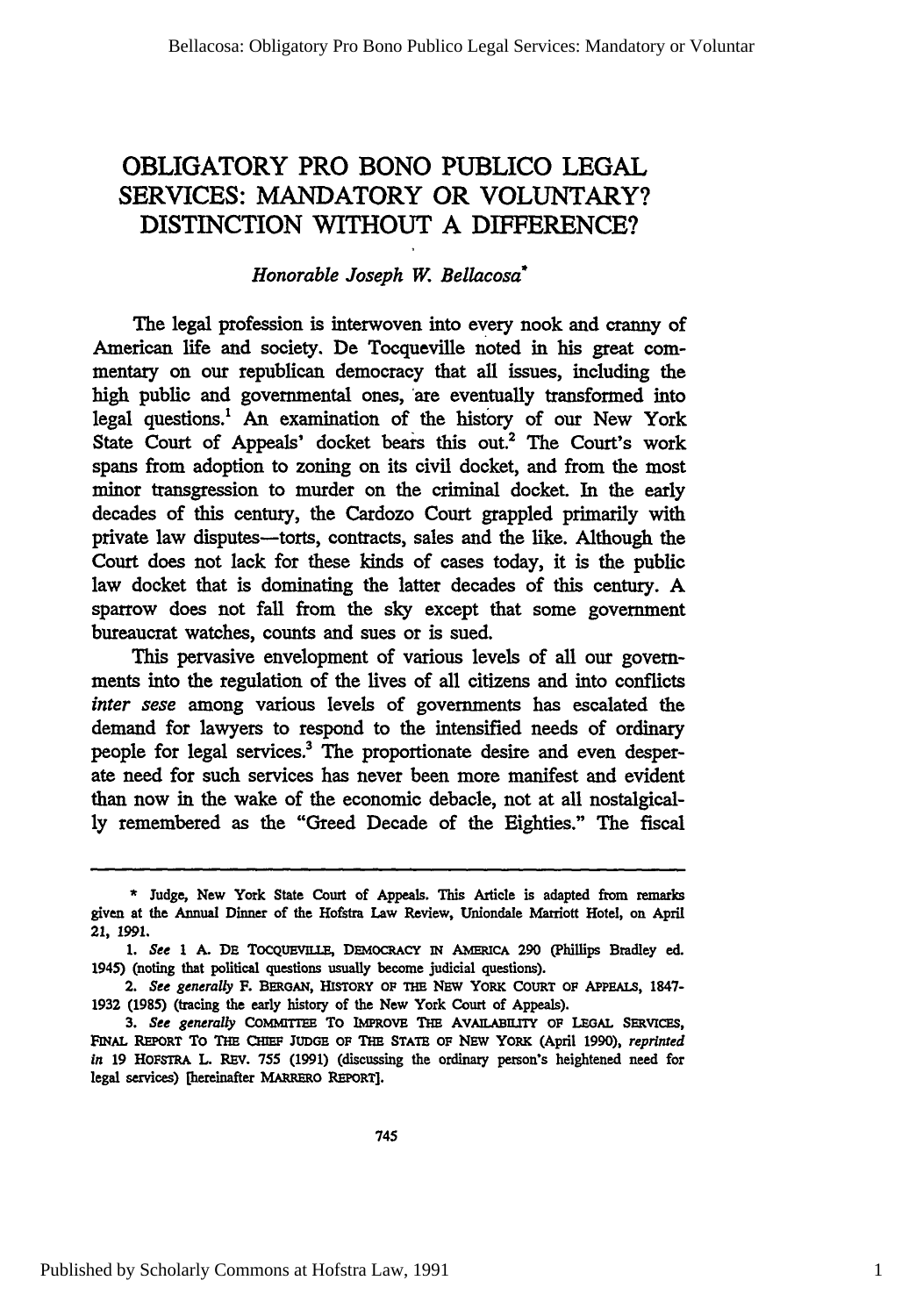# OBLIGATORY PRO BONO PUBLICO LEGAL SERVICES: MANDATORY OR VOLUNTARY? DISTINCTION WITHOUT A DIFFERENCE?

*Honorable Joseph W. Bellacosa**

The legal profession is interwoven into every nook and cranny of American life and society. De Tocqueville noted in his great commentary on our republican democracy that all issues, including the high public and governmental ones, are eventually transformed into legal questions.[1] An examination of the history of our New York State Court of Appeals' docket bears this out.[2] The Court's work spans from adoption to zoning on its civil docket, and from the most minor transgression to murder on the criminal docket. In the early decades of this century, the Cardozo Court grappled primarily with private law disputes—torts, contracts, sales and the like. Although the Court does not lack for these kinds of cases today, it is the public law docket that is dominating the latter decades of this century. A sparrow does not fall from the sky except that some government bureaucrat watches, counts and sues or is sued.

This pervasive envelopment of various levels of all our governments into the regulation of the lives of all citizens and into conflicts *inter sese* among various levels of governments has escalated the demand for lawyers to respond to the intensified needs of ordinary people for legal services.[3] The proportionate desire and even desperate need for such services has never been more manifest and evident than now in the wake of the economic debacle, not at all nostalgically remembered as the "Greed Decade of the Eighties." The fiscal

---

\* Judge, New York State Court of Appeals. This Article is adapted from remarks given at the Annual Dinner of the Hofstra Law Review, Uniondale Marriott Hotel, on April 21, 1991.

1. *See* 1 A. DE TOCQUEVILLE, DEMOCRACY IN AMERICA 290 (Phillips Bradley ed. 1945) (noting that political questions usually become judicial questions).

2. *See generally* F. BERGAN, HISTORY OF THE NEW YORK COURT OF APPEALS, 1847-1932 (1985) (tracing the early history of the New York Court of Appeals).

3. *See generally* COMMITTEE TO IMPROVE THE AVAILABILITY OF LEGAL SERVICES, FINAL REPORT TO THE CHIEF JUDGE OF THE STATE OF NEW YORK (April 1990), *reprinted in* 19 HOFSTRA L. REV. 755 (1991) (discussing the ordinary person's heightened need for legal services) [hereinafter MARRERO REPORT].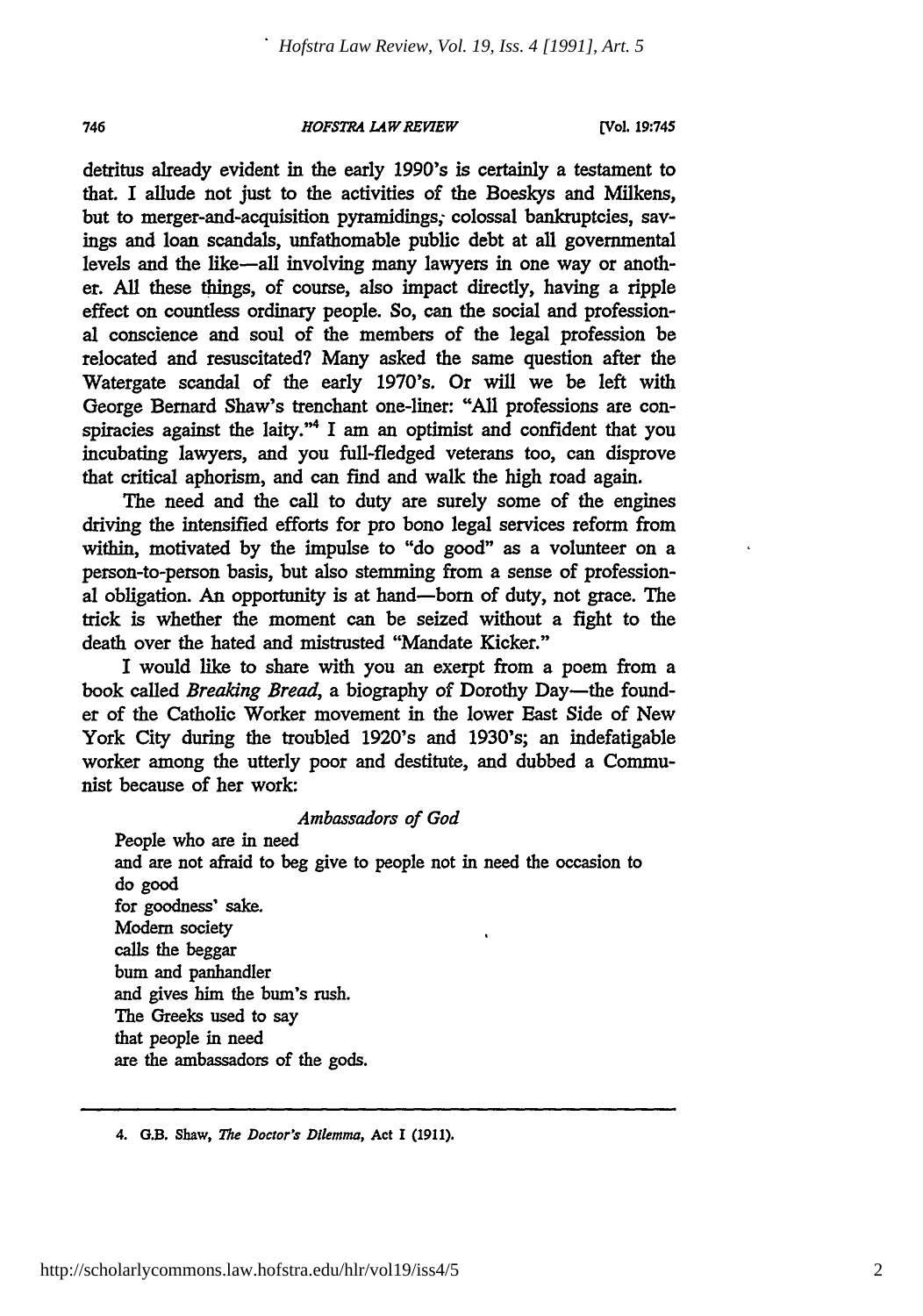detritus already evident in the early 1990's is certainly a testament to that. I allude not just to the activities of the Boeskys and Milkens, but to merger-and-acquisition pyramidings, colossal bankruptcies, savings and loan scandals, unfathomable public debt at all governmental levels and the like—all involving many lawyers in one way or another. All these things, of course, also impact directly, having a ripple effect on countless ordinary people. So, can the social and professional conscience and soul of the members of the legal profession be relocated and resuscitated? Many asked the same question after the Watergate scandal of the early 1970's. Or will we be left with George Bernard Shaw's trenchant one-liner: "All professions are conspiracies against the laity."[4] I am an optimist and confident that you incubating lawyers, and you full-fledged veterans too, can disprove that critical aphorism, and can find and walk the high road again.

The need and the call to duty are surely some of the engines driving the intensified efforts for pro bono legal services reform from within, motivated by the impulse to "do good" as a volunteer on a person-to-person basis, but also stemming from a sense of professional obligation. An opportunity is at hand—born of duty, not grace. The trick is whether the moment can be seized without a fight to the death over the hated and mistrusted "Mandate Kicker."

I would like to share with you an exerpt from a poem from a book called *Breaking Bread*, a biography of Dorothy Day—the founder of the Catholic Worker movement in the lower East Side of New York City during the troubled 1920's and 1930's; an indefatigable worker among the utterly poor and destitute, and dubbed a Communist because of her work:

*Ambassadors of God*

People who are in need
and are not afraid to beg give to people not in need the occasion to
do good
for goodness' sake.
Modern society
calls the beggar
bum and panhandler
and gives him the bum's rush.
The Greeks used to say
that people in need
are the ambassadors of the gods.

---

4. G.B. Shaw, *The Doctor's Dilemma*, Act I (1911).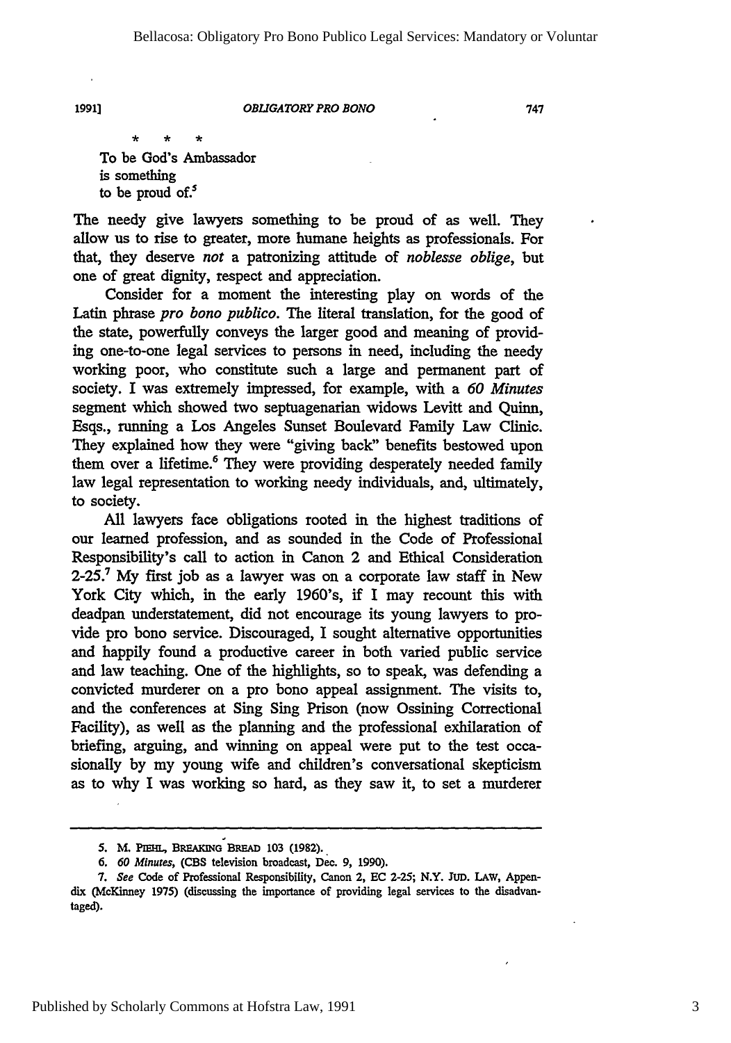\* \* \*

To be God's Ambassador
is something
to be proud of.[5]

The needy give lawyers something to be proud of as well. They allow us to rise to greater, more humane heights as professionals. For that, they deserve *not* a patronizing attitude of *noblesse oblige*, but one of great dignity, respect and appreciation.

Consider for a moment the interesting play on words of the Latin phrase *pro bono publico*. The literal translation, for the good of the state, powerfully conveys the larger good and meaning of providing one-to-one legal services to persons in need, including the needy working poor, who constitute such a large and permanent part of society. I was extremely impressed, for example, with a *60 Minutes* segment which showed two septuagenarian widows Levitt and Quinn, Esqs., running a Los Angeles Sunset Boulevard Family Law Clinic. They explained how they were "giving back" benefits bestowed upon them over a lifetime.[6] They were providing desperately needed family law legal representation to working needy individuals, and, ultimately, to society.

All lawyers face obligations rooted in the highest traditions of our learned profession, and as sounded in the Code of Professional Responsibility's call to action in Canon 2 and Ethical Consideration 2-25.[7] My first job as a lawyer was on a corporate law staff in New York City which, in the early 1960's, if I may recount this with deadpan understatement, did not encourage its young lawyers to provide pro bono service. Discouraged, I sought alternative opportunities and happily found a productive career in both varied public service and law teaching. One of the highlights, so to speak, was defending a convicted murderer on a pro bono appeal assignment. The visits to, and the conferences at Sing Sing Prison (now Ossining Correctional Facility), as well as the planning and the professional exhilaration of briefing, arguing, and winning on appeal were put to the test occasionally by my young wife and children's conversational skepticism as to why I was working so hard, as they saw it, to set a murderer

---

5. M. PIEHL, BREAKING BREAD 103 (1982).

6. *60 Minutes*, (CBS television broadcast, Dec. 9, 1990).

7. *See* Code of Professional Responsibility, Canon 2, EC 2-25; N.Y. JUD. LAW, Appendix (McKinney 1975) (discussing the importance of providing legal services to the disadvantaged).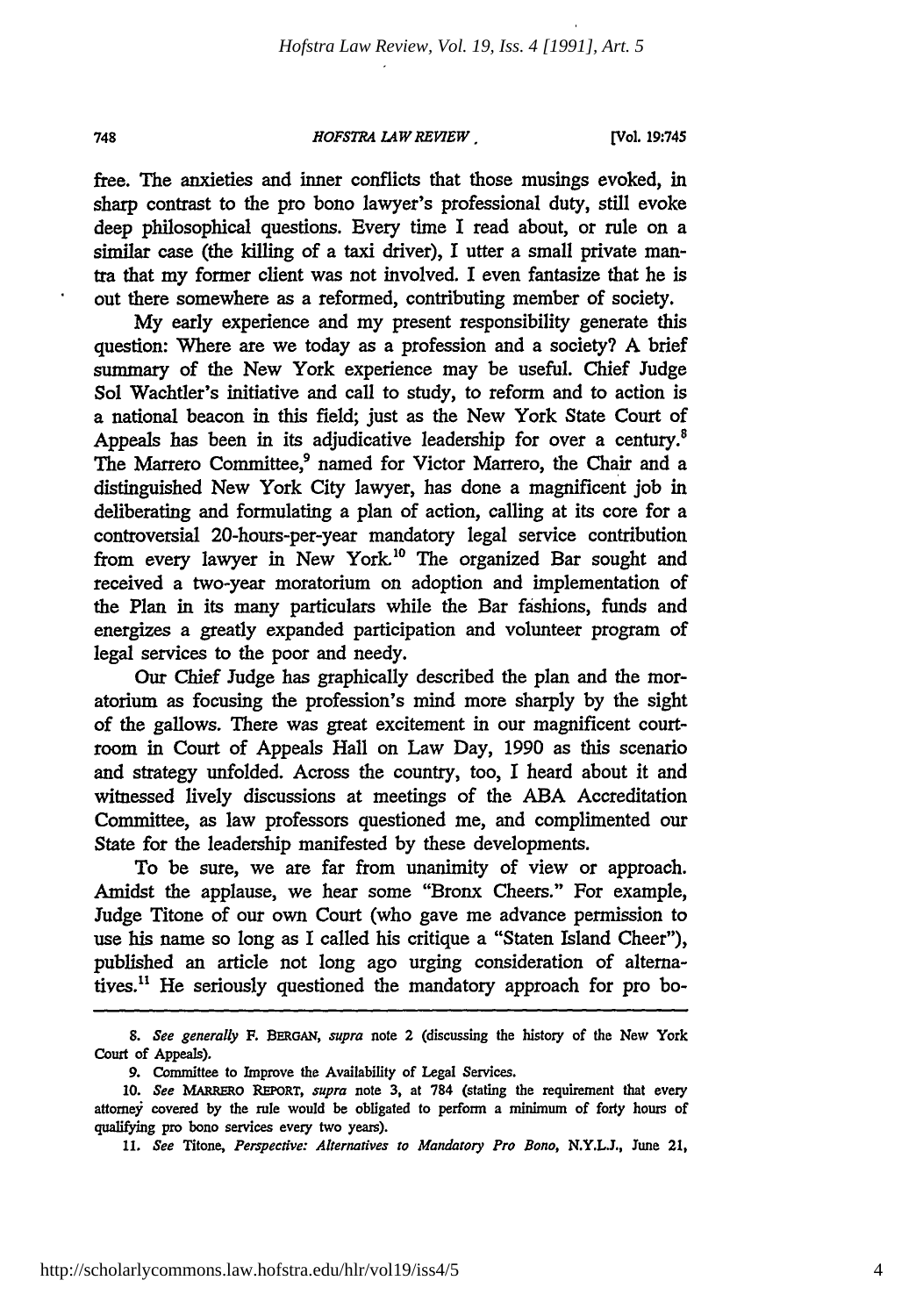free. The anxieties and inner conflicts that those musings evoked, in sharp contrast to the pro bono lawyer's professional duty, still evoke deep philosophical questions. Every time I read about, or rule on a similar case (the killing of a taxi driver), I utter a small private mantra that my former client was not involved. I even fantasize that he is out there somewhere as a reformed, contributing member of society.

My early experience and my present responsibility generate this question: Where are we today as a profession and a society? A brief summary of the New York experience may be useful. Chief Judge Sol Wachtler's initiative and call to study, to reform and to action is a national beacon in this field; just as the New York State Court of Appeals has been in its adjudicative leadership for over a century.[8] The Marrero Committee,[9] named for Victor Marrero, the Chair and a distinguished New York City lawyer, has done a magnificent job in deliberating and formulating a plan of action, calling at its core for a controversial 20-hours-per-year mandatory legal service contribution from every lawyer in New York.[10] The organized Bar sought and received a two-year moratorium on adoption and implementation of the Plan in its many particulars while the Bar fashions, funds and energizes a greatly expanded participation and volunteer program of legal services to the poor and needy.

Our Chief Judge has graphically described the plan and the moratorium as focusing the profession's mind more sharply by the sight of the gallows. There was great excitement in our magnificent courtroom in Court of Appeals Hall on Law Day, 1990 as this scenario and strategy unfolded. Across the country, too, I heard about it and witnessed lively discussions at meetings of the ABA Accreditation Committee, as law professors questioned me, and complimented our State for the leadership manifested by these developments.

To be sure, we are far from unanimity of view or approach. Amidst the applause, we hear some "Bronx Cheers." For example, Judge Titone of our own Court (who gave me advance permission to use his name so long as I called his critique a "Staten Island Cheer"), published an article not long ago urging consideration of alternatives.[11] He seriously questioned the mandatory approach for pro bo-

---

8. *See generally* F. BERGAN, *supra* note 2 (discussing the history of the New York Court of Appeals).

9. Committee to Improve the Availability of Legal Services.

10. *See* MARRERO REPORT, *supra* note 3, at 784 (stating the requirement that every attorney covered by the rule would be obligated to perform a minimum of forty hours of qualifying pro bono services every two years).

11. *See* Titone, *Perspective: Alternatives to Mandatory Pro Bono*, N.Y.L.J., June 21,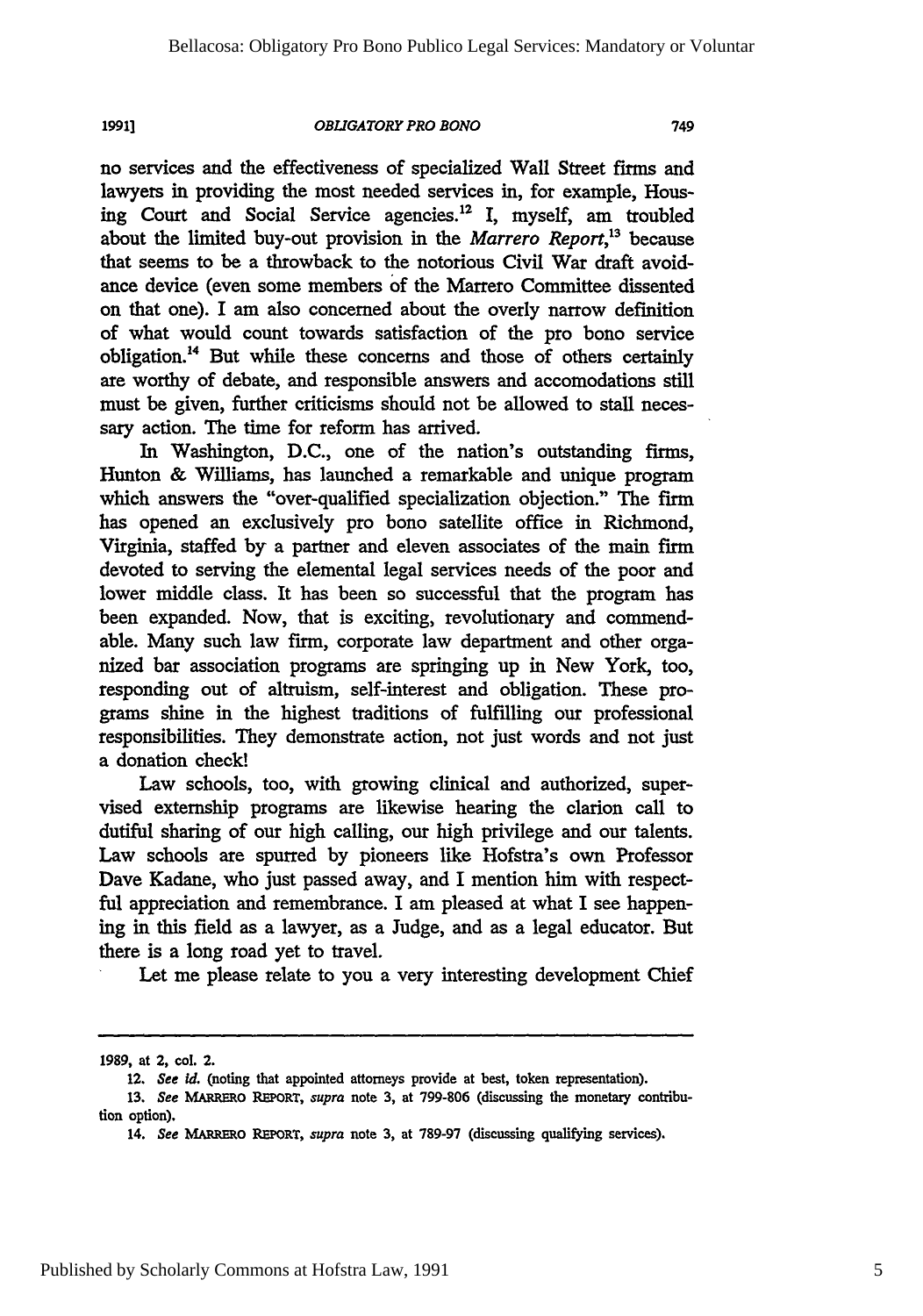no services and the effectiveness of specialized Wall Street firms and lawyers in providing the most needed services in, for example, Housing Court and Social Service agencies.[12] I, myself, am troubled about the limited buy-out provision in the *Marrero Report*,[13] because that seems to be a throwback to the notorious Civil War draft avoidance device (even some members of the Marrero Committee dissented on that one). I am also concerned about the overly narrow definition of what would count towards satisfaction of the pro bono service obligation.[14] But while these concerns and those of others certainly are worthy of debate, and responsible answers and accomodations still must be given, further criticisms should not be allowed to stall necessary action. The time for reform has arrived.

In Washington, D.C., one of the nation's outstanding firms, Hunton & Williams, has launched a remarkable and unique program which answers the "over-qualified specialization objection." The firm has opened an exclusively pro bono satellite office in Richmond, Virginia, staffed by a partner and eleven associates of the main firm devoted to serving the elemental legal services needs of the poor and lower middle class. It has been so successful that the program has been expanded. Now, that is exciting, revolutionary and commendable. Many such law firm, corporate law department and other organized bar association programs are springing up in New York, too, responding out of altruism, self-interest and obligation. These programs shine in the highest traditions of fulfilling our professional responsibilities. They demonstrate action, not just words and not just a donation check!

Law schools, too, with growing clinical and authorized, supervised externship programs are likewise hearing the clarion call to dutiful sharing of our high calling, our high privilege and our talents. Law schools are spurred by pioneers like Hofstra's own Professor Dave Kadane, who just passed away, and I mention him with respectful appreciation and remembrance. I am pleased at what I see happening in this field as a lawyer, as a Judge, and as a legal educator. But there is a long road yet to travel.

Let me please relate to you a very interesting development Chief

---

1989, at 2, col. 2.

12. *See id.* (noting that appointed attorneys provide at best, token representation).

13. *See* MARRERO REPORT, *supra* note 3, at 799-806 (discussing the monetary contribution option).

14. *See* MARRERO REPORT, *supra* note 3, at 789-97 (discussing qualifying services).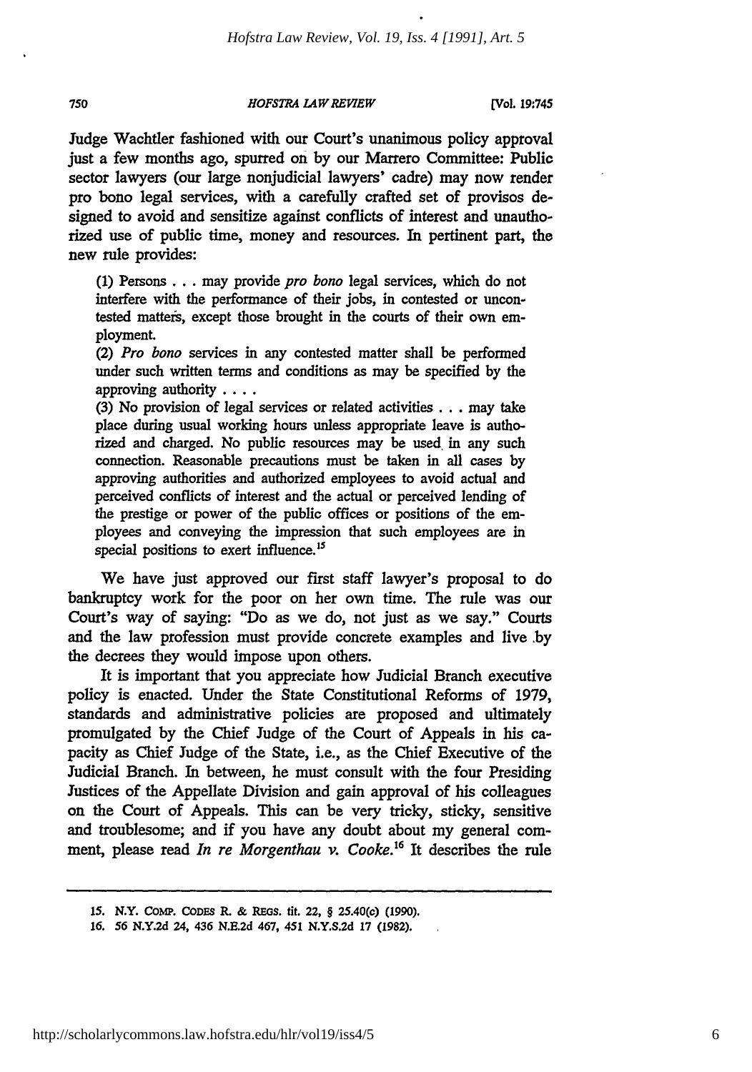Judge Wachtler fashioned with our Court's unanimous policy approval just a few months ago, spurred on by our Marrero Committee: Public sector lawyers (our large nonjudicial lawyers' cadre) may now render pro bono legal services, with a carefully crafted set of provisos designed to avoid and sensitize against conflicts of interest and unauthorized use of public time, money and resources. In pertinent part, the new rule provides:

> (1) Persons . . . may provide *pro bono* legal services, which do not interfere with the performance of their jobs, in contested or uncontested matters, except those brought in the courts of their own employment.
>
> (2) *Pro bono* services in any contested matter shall be performed under such written terms and conditions as may be specified by the approving authority . . . .
>
> (3) No provision of legal services or related activities . . . may take place during usual working hours unless appropriate leave is authorized and charged. No public resources may be used in any such connection. Reasonable precautions must be taken in all cases by approving authorities and authorized employees to avoid actual and perceived conflicts of interest and the actual or perceived lending of the prestige or power of the public offices or positions of the employees and conveying the impression that such employees are in special positions to exert influence.[15]

We have just approved our first staff lawyer's proposal to do bankruptcy work for the poor on her own time. The rule was our Court's way of saying: "Do as we do, not just as we say." Courts and the law profession must provide concrete examples and live by the decrees they would impose upon others.

It is important that you appreciate how Judicial Branch executive policy is enacted. Under the State Constitutional Reforms of 1979, standards and administrative policies are proposed and ultimately promulgated by the Chief Judge of the Court of Appeals in his capacity as Chief Judge of the State, i.e., as the Chief Executive of the Judicial Branch. In between, he must consult with the four Presiding Justices of the Appellate Division and gain approval of his colleagues on the Court of Appeals. This can be very tricky, sticky, sensitive and troublesome; and if you have any doubt about my general comment, please read *In re Morgenthau v. Cooke*.[16] It describes the rule

---

15. N.Y. COMP. CODES R. & REGS. tit. 22, § 25.40(c) (1990).

16. 56 N.Y.2d 24, 436 N.E.2d 467, 451 N.Y.S.2d 17 (1982).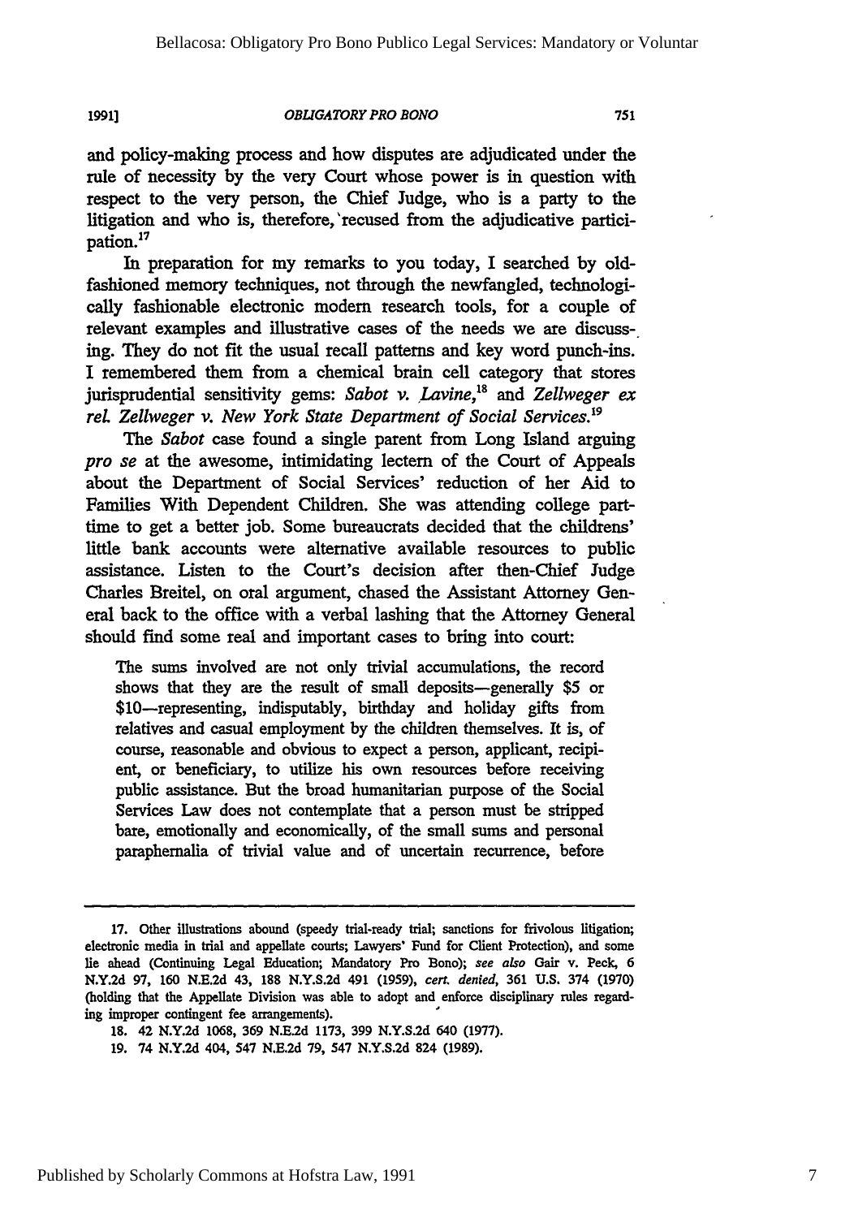and policy-making process and how disputes are adjudicated under the rule of necessity by the very Court whose power is in question with respect to the very person, the Chief Judge, who is a party to the litigation and who is, therefore, recused from the adjudicative participation.[17]

In preparation for my remarks to you today, I searched by old-fashioned memory techniques, not through the newfangled, technologically fashionable electronic modern research tools, for a couple of relevant examples and illustrative cases of the needs we are discussing. They do not fit the usual recall patterns and key word punch-ins. I remembered them from a chemical brain cell category that stores jurisprudential sensitivity gems: *Sabot v. Lavine*,[18] and *Zellweger ex rel. Zellweger v. New York State Department of Social Services*.[19]

The *Sabot* case found a single parent from Long Island arguing *pro se* at the awesome, intimidating lectern of the Court of Appeals about the Department of Social Services' reduction of her Aid to Families With Dependent Children. She was attending college part-time to get a better job. Some bureaucrats decided that the childrens' little bank accounts were alternative available resources to public assistance. Listen to the Court's decision after then-Chief Judge Charles Breitel, on oral argument, chased the Assistant Attorney General back to the office with a verbal lashing that the Attorney General should find some real and important cases to bring into court:

> The sums involved are not only trivial accumulations, the record shows that they are the result of small deposits—generally \$5 or \$10—representing, indisputably, birthday and holiday gifts from relatives and casual employment by the children themselves. It is, of course, reasonable and obvious to expect a person, applicant, recipient, or beneficiary, to utilize his own resources before receiving public assistance. But the broad humanitarian purpose of the Social Services Law does not contemplate that a person must be stripped bare, emotionally and economically, of the small sums and personal paraphernalia of trivial value and of uncertain recurrence, before

---

17. Other illustrations abound (speedy trial-ready trial; sanctions for frivolous litigation; electronic media in trial and appellate courts; Lawyers' Fund for Client Protection), and some lie ahead (Continuing Legal Education; Mandatory Pro Bono); *see also* Gair v. Peck, 6 N.Y.2d 97, 160 N.E.2d 43, 188 N.Y.S.2d 491 (1959), *cert. denied*, 361 U.S. 374 (1970) (holding that the Appellate Division was able to adopt and enforce disciplinary rules regarding improper contingent fee arrangements).

18. 42 N.Y.2d 1068, 369 N.E.2d 1173, 399 N.Y.S.2d 640 (1977).

19. 74 N.Y.2d 404, 547 N.E.2d 79, 547 N.Y.S.2d 824 (1989).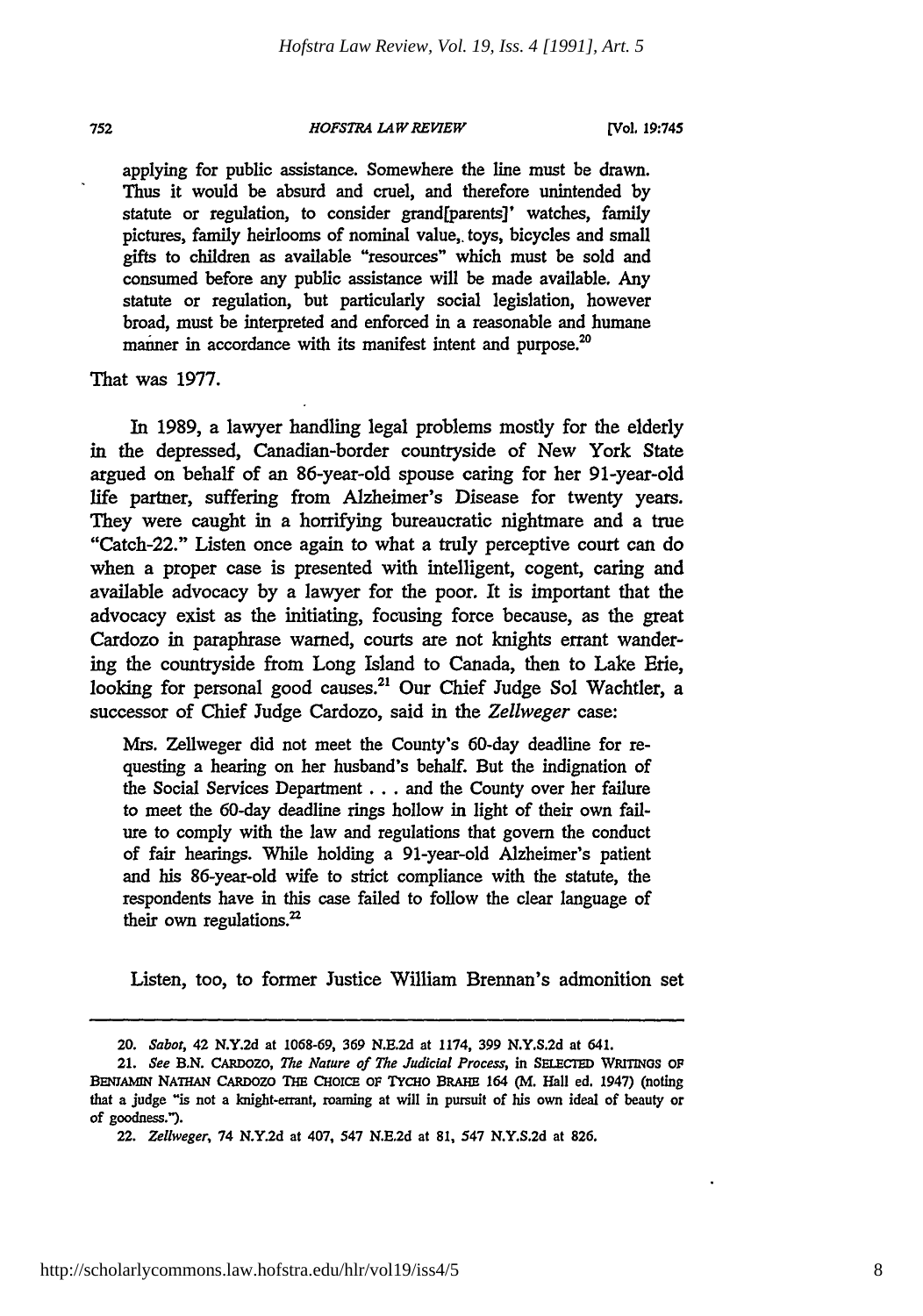> applying for public assistance. Somewhere the line must be drawn. Thus it would be absurd and cruel, and therefore unintended by statute or regulation, to consider grand[parents]' watches, family pictures, family heirlooms of nominal value, toys, bicycles and small gifts to children as available "resources" which must be sold and consumed before any public assistance will be made available. Any statute or regulation, but particularly social legislation, however broad, must be interpreted and enforced in a reasonable and humane manner in accordance with its manifest intent and purpose.[20]

That was 1977.

In 1989, a lawyer handling legal problems mostly for the elderly in the depressed, Canadian-border countryside of New York State argued on behalf of an 86-year-old spouse caring for her 91-year-old life partner, suffering from Alzheimer's Disease for twenty years. They were caught in a horrifying bureaucratic nightmare and a true "Catch-22." Listen once again to what a truly perceptive court can do when a proper case is presented with intelligent, cogent, caring and available advocacy by a lawyer for the poor. It is important that the advocacy exist as the initiating, focusing force because, as the great Cardozo in paraphrase warned, courts are not knights errant wandering the countryside from Long Island to Canada, then to Lake Erie, looking for personal good causes.[21] Our Chief Judge Sol Wachtler, a successor of Chief Judge Cardozo, said in the *Zellweger* case:

> Mrs. Zellweger did not meet the County's 60-day deadline for requesting a hearing on her husband's behalf. But the indignation of the Social Services Department . . . and the County over her failure to meet the 60-day deadline rings hollow in light of their own failure to comply with the law and regulations that govern the conduct of fair hearings. While holding a 91-year-old Alzheimer's patient and his 86-year-old wife to strict compliance with the statute, the respondents have in this case failed to follow the clear language of their own regulations.[22]

Listen, too, to former Justice William Brennan's admonition set

---

20. *Sabot*, 42 N.Y.2d at 1068-69, 369 N.E.2d at 1174, 399 N.Y.S.2d at 641.

21. *See* B.N. CARDOZO, *The Nature of The Judicial Process*, in SELECTED WRITINGS OF BENJAMIN NATHAN CARDOZO THE CHOICE OF TYCHO BRAHE 164 (M. Hall ed. 1947) (noting that a judge "is not a knight-errant, roaming at will in pursuit of his own ideal of beauty or of goodness.").

22. *Zellweger*, 74 N.Y.2d at 407, 547 N.E.2d at 81, 547 N.Y.S.2d at 826.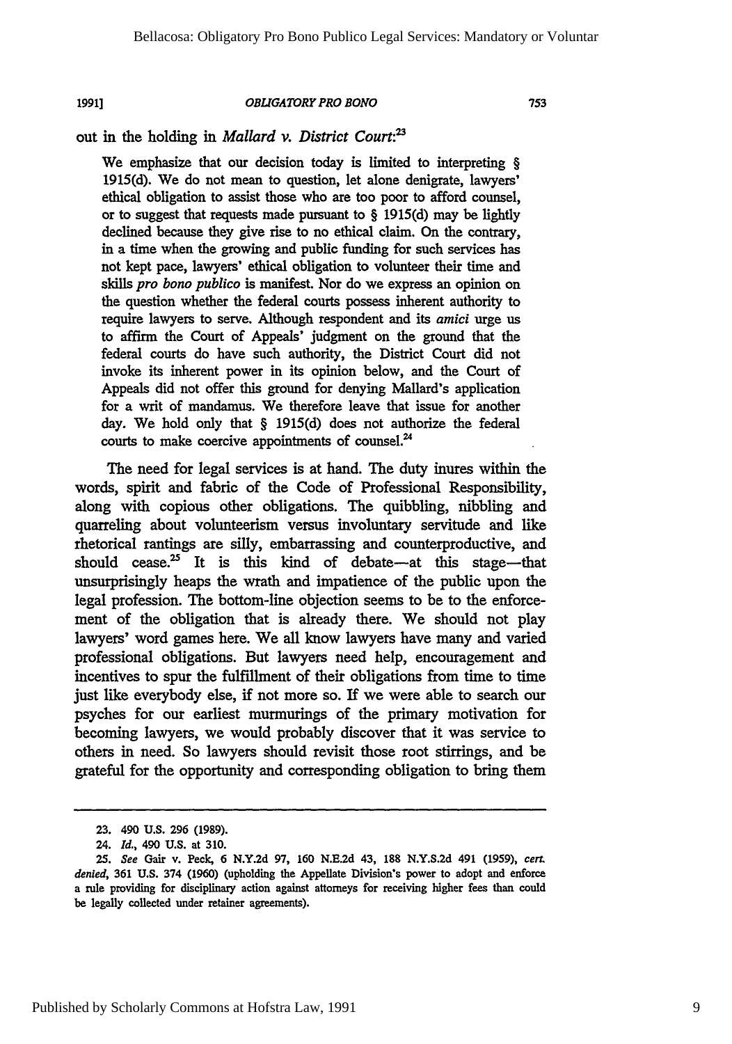out in the holding in *Mallard v. District Court*:[23]

> We emphasize that our decision today is limited to interpreting § 1915(d). We do not mean to question, let alone denigrate, lawyers' ethical obligation to assist those who are too poor to afford counsel, or to suggest that requests made pursuant to § 1915(d) may be lightly declined because they give rise to no ethical claim. On the contrary, in a time when the growing and public funding for such services has not kept pace, lawyers' ethical obligation to volunteer their time and skills *pro bono publico* is manifest. Nor do we express an opinion on the question whether the federal courts possess inherent authority to require lawyers to serve. Although respondent and its *amici* urge us to affirm the Court of Appeals' judgment on the ground that the federal courts do have such authority, the District Court did not invoke its inherent power in its opinion below, and the Court of Appeals did not offer this ground for denying Mallard's application for a writ of mandamus. We therefore leave that issue for another day. We hold only that § 1915(d) does not authorize the federal courts to make coercive appointments of counsel.[24]

The need for legal services is at hand. The duty inures within the words, spirit and fabric of the Code of Professional Responsibility, along with copious other obligations. The quibbling, nibbling and quarreling about volunteerism versus involuntary servitude and like rhetorical rantings are silly, embarrassing and counterproductive, and should cease.[25] It is this kind of debate—at this stage—that unsurprisingly heaps the wrath and impatience of the public upon the legal profession. The bottom-line objection seems to be to the enforcement of the obligation that is already there. We should not play lawyers' word games here. We all know lawyers have many and varied professional obligations. But lawyers need help, encouragement and incentives to spur the fulfillment of their obligations from time to time just like everybody else, if not more so. If we were able to search our psyches for our earliest murmurings of the primary motivation for becoming lawyers, we would probably discover that it was service to others in need. So lawyers should revisit those root stirrings, and be grateful for the opportunity and corresponding obligation to bring them

---

23. 490 U.S. 296 (1989).

24. *Id.*, 490 U.S. at 310.

25. *See* Gair v. Peck, 6 N.Y.2d 97, 160 N.E.2d 43, 188 N.Y.S.2d 491 (1959), *cert. denied*, 361 U.S. 374 (1960) (upholding the Appellate Division's power to adopt and enforce a rule providing for disciplinary action against attorneys for receiving higher fees than could be legally collected under retainer agreements).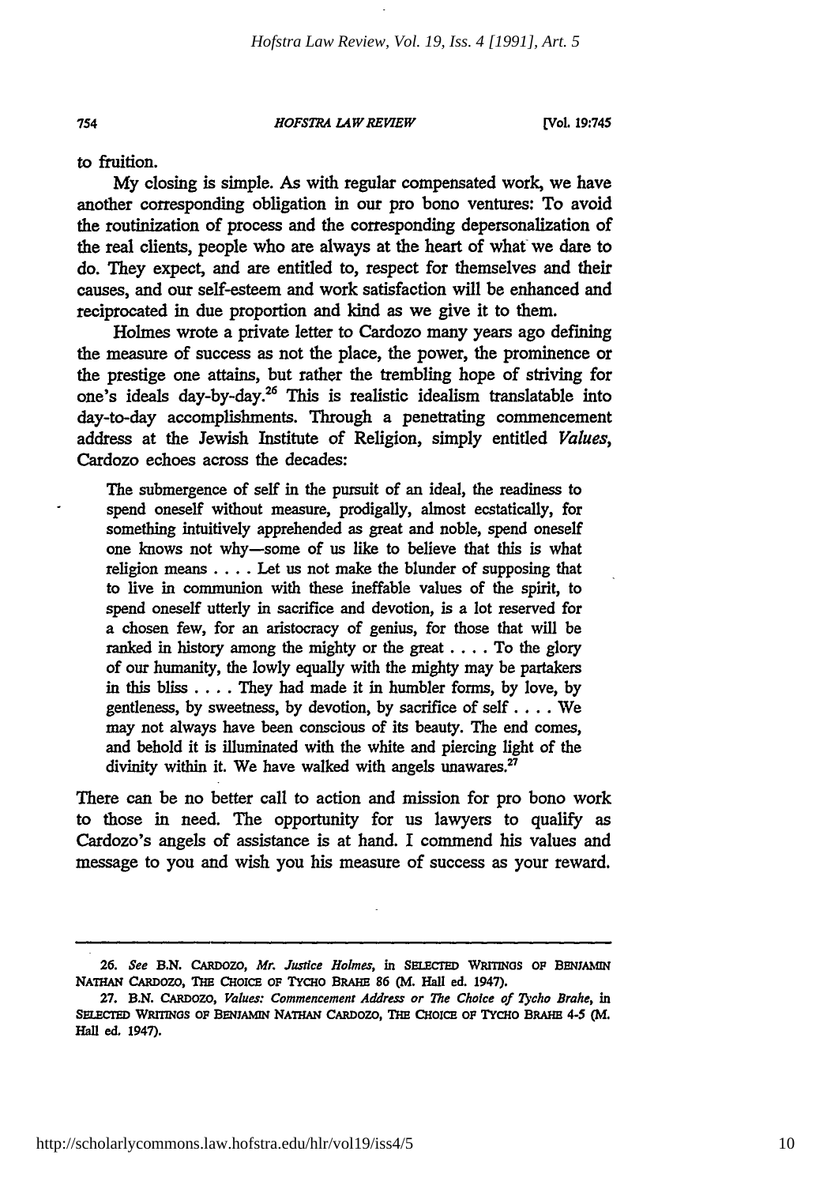to fruition.

My closing is simple. As with regular compensated work, we have another corresponding obligation in our pro bono ventures: To avoid the routinization of process and the corresponding depersonalization of the real clients, people who are always at the heart of what we dare to do. They expect, and are entitled to, respect for themselves and their causes, and our self-esteem and work satisfaction will be enhanced and reciprocated in due proportion and kind as we give it to them.

Holmes wrote a private letter to Cardozo many years ago defining the measure of success as not the place, the power, the prominence or the prestige one attains, but rather the trembling hope of striving for one's ideals day-by-day.[26] This is realistic idealism translatable into day-to-day accomplishments. Through a penetrating commencement address at the Jewish Institute of Religion, simply entitled *Values*, Cardozo echoes across the decades:

> The submergence of self in the pursuit of an ideal, the readiness to spend oneself without measure, prodigally, almost ecstatically, for something intuitively apprehended as great and noble, spend oneself one knows not why—some of us like to believe that this is what religion means . . . . Let us not make the blunder of supposing that to live in communion with these ineffable values of the spirit, to spend oneself utterly in sacrifice and devotion, is a lot reserved for a chosen few, for an aristocracy of genius, for those that will be ranked in history among the mighty or the great . . . . To the glory of our humanity, the lowly equally with the mighty may be partakers in this bliss . . . . They had made it in humbler forms, by love, by gentleness, by sweetness, by devotion, by sacrifice of self . . . . We may not always have been conscious of its beauty. The end comes, and behold it is illuminated with the white and piercing light of the divinity within it. We have walked with angels unawares.[27]

There can be no better call to action and mission for pro bono work to those in need. The opportunity for us lawyers to qualify as Cardozo's angels of assistance is at hand. I commend his values and message to you and wish you his measure of success as your reward.

---

26. *See* B.N. CARDOZO, *Mr. Justice Holmes*, in SELECTED WRITINGS OF BENJAMIN NATHAN CARDOZO, THE CHOICE OF TYCHO BRAHE 86 (M. Hall ed. 1947).

27. B.N. CARDOZO, *Values: Commencement Address or The Choice of Tycho Brahe*, in SELECTED WRITINGS OF BENJAMIN NATHAN CARDOZO, THE CHOICE OF TYCHO BRAHE 4-5 (M. Hall ed. 1947).